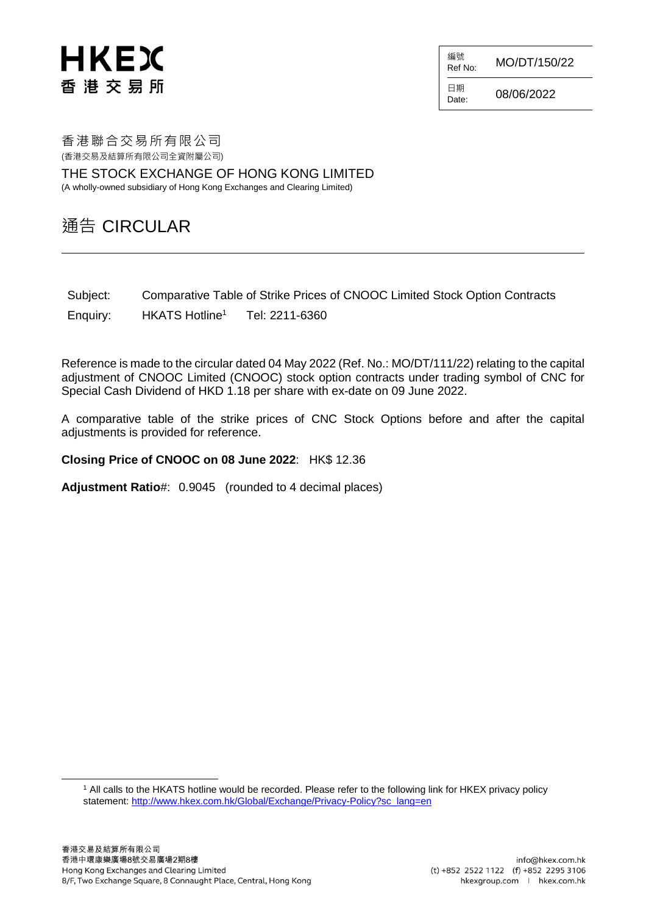# HKEX 香港交易所

| 編號 Ref No: | MO/DT/150/22 |
|---|---|
| 日期 Date: | 08/06/2022 |

香港聯合交易所有限公司
(香港交易及結算所有限公司全資附屬公司)

THE STOCK EXCHANGE OF HONG KONG LIMITED
(A wholly-owned subsidiary of Hong Kong Exchanges and Clearing Limited)

## 通告 CIRCULAR

Subject: Comparative Table of Strike Prices of CNOOC Limited Stock Option Contracts

Enquiry: HKATS Hotline[1] Tel: 2211-6360

Reference is made to the circular dated 04 May 2022 (Ref. No.: MO/DT/111/22) relating to the capital adjustment of CNOOC Limited (CNOOC) stock option contracts under trading symbol of CNC for Special Cash Dividend of HKD 1.18 per share with ex-date on 09 June 2022.

A comparative table of the strike prices of CNC Stock Options before and after the capital adjustments is provided for reference.

**Closing Price of CNOOC on 08 June 2022**: HK$ 12.36

**Adjustment Ratio**#: 0.9045 (rounded to 4 decimal places)

[1] All calls to the HKATS hotline would be recorded. Please refer to the following link for HKEX privacy policy statement: http://www.hkex.com.hk/Global/Exchange/Privacy-Policy?sc_lang=en

香港交易及結算所有限公司
香港中環康樂廣場8號交易廣場2期8樓
Hong Kong Exchanges and Clearing Limited
8/F, Two Exchange Square, 8 Connaught Place, Central, Hong Kong

info@hkex.com.hk
(t) +852 2522 1122 (f) +852 2295 3106
hkexgroup.com | hkex.com.hk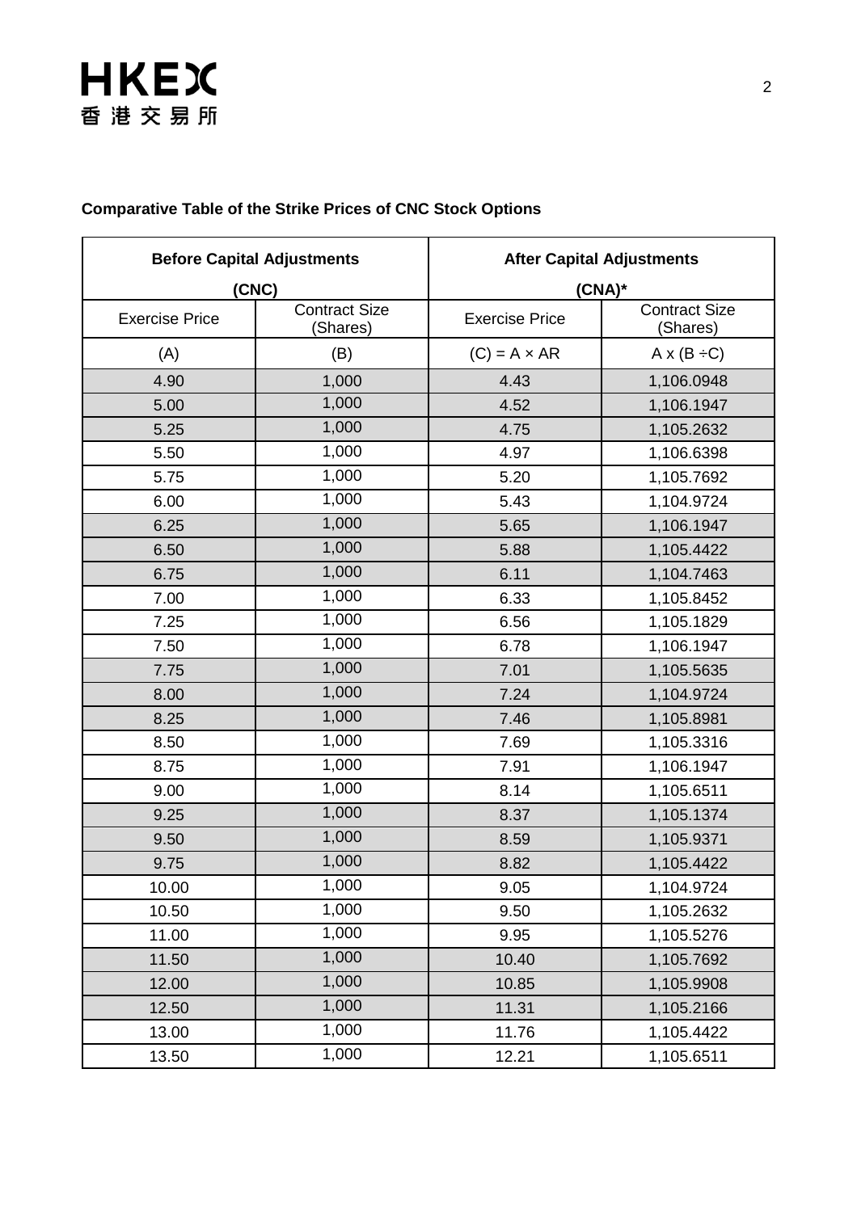**Comparative Table of the Strike Prices of CNC Stock Options**

| Before Capital Adjustments (CNC) | | After Capital Adjustments (CNA)* | |
|---|---|---|---|
| Exercise Price | Contract Size (Shares) | Exercise Price | Contract Size (Shares) |
| (A) | (B) | (C) = A × AR | A x (B ÷C) |
| 4.90 | 1,000 | 4.43 | 1,106.0948 |
| 5.00 | 1,000 | 4.52 | 1,106.1947 |
| 5.25 | 1,000 | 4.75 | 1,105.2632 |
| 5.50 | 1,000 | 4.97 | 1,106.6398 |
| 5.75 | 1,000 | 5.20 | 1,105.7692 |
| 6.00 | 1,000 | 5.43 | 1,104.9724 |
| 6.25 | 1,000 | 5.65 | 1,106.1947 |
| 6.50 | 1,000 | 5.88 | 1,105.4422 |
| 6.75 | 1,000 | 6.11 | 1,104.7463 |
| 7.00 | 1,000 | 6.33 | 1,105.8452 |
| 7.25 | 1,000 | 6.56 | 1,105.1829 |
| 7.50 | 1,000 | 6.78 | 1,106.1947 |
| 7.75 | 1,000 | 7.01 | 1,105.5635 |
| 8.00 | 1,000 | 7.24 | 1,104.9724 |
| 8.25 | 1,000 | 7.46 | 1,105.8981 |
| 8.50 | 1,000 | 7.69 | 1,105.3316 |
| 8.75 | 1,000 | 7.91 | 1,106.1947 |
| 9.00 | 1,000 | 8.14 | 1,105.6511 |
| 9.25 | 1,000 | 8.37 | 1,105.1374 |
| 9.50 | 1,000 | 8.59 | 1,105.9371 |
| 9.75 | 1,000 | 8.82 | 1,105.4422 |
| 10.00 | 1,000 | 9.05 | 1,104.9724 |
| 10.50 | 1,000 | 9.50 | 1,105.2632 |
| 11.00 | 1,000 | 9.95 | 1,105.5276 |
| 11.50 | 1,000 | 10.40 | 1,105.7692 |
| 12.00 | 1,000 | 10.85 | 1,105.9908 |
| 12.50 | 1,000 | 11.31 | 1,105.2166 |
| 13.00 | 1,000 | 11.76 | 1,105.4422 |
| 13.50 | 1,000 | 12.21 | 1,105.6511 |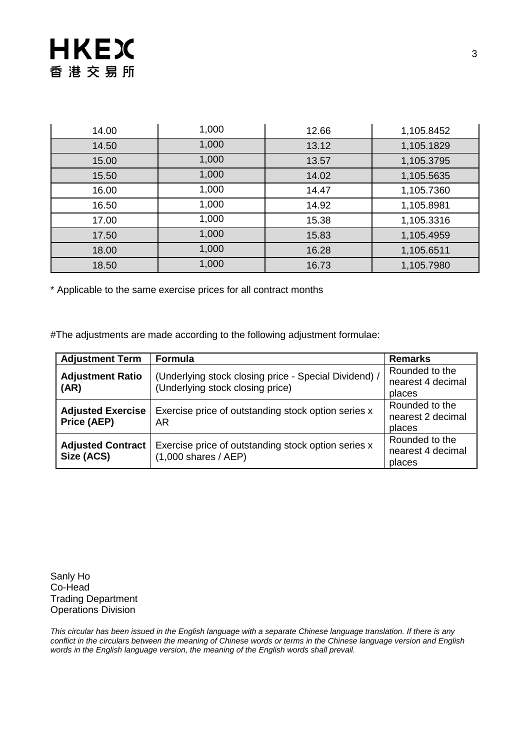| | | | |
|---|---|---|---|
| 14.00 | 1,000 | 12.66 | 1,105.8452 |
| 14.50 | 1,000 | 13.12 | 1,105.1829 |
| 15.00 | 1,000 | 13.57 | 1,105.3795 |
| 15.50 | 1,000 | 14.02 | 1,105.5635 |
| 16.00 | 1,000 | 14.47 | 1,105.7360 |
| 16.50 | 1,000 | 14.92 | 1,105.8981 |
| 17.00 | 1,000 | 15.38 | 1,105.3316 |
| 17.50 | 1,000 | 15.83 | 1,105.4959 |
| 18.00 | 1,000 | 16.28 | 1,105.6511 |
| 18.50 | 1,000 | 16.73 | 1,105.7980 |

* Applicable to the same exercise prices for all contract months

#The adjustments are made according to the following adjustment formulae:

| Adjustment Term | Formula | Remarks |
|---|---|---|
| **Adjustment Ratio (AR)** | (Underlying stock closing price - Special Dividend) / (Underlying stock closing price) | Rounded to the nearest 4 decimal places |
| **Adjusted Exercise Price (AEP)** | Exercise price of outstanding stock option series x AR | Rounded to the nearest 2 decimal places |
| **Adjusted Contract Size (ACS)** | Exercise price of outstanding stock option series x (1,000 shares / AEP) | Rounded to the nearest 4 decimal places |

Sanly Ho
Co-Head
Trading Department
Operations Division

*This circular has been issued in the English language with a separate Chinese language translation. If there is any conflict in the circulars between the meaning of Chinese words or terms in the Chinese language version and English words in the English language version, the meaning of the English words shall prevail.*